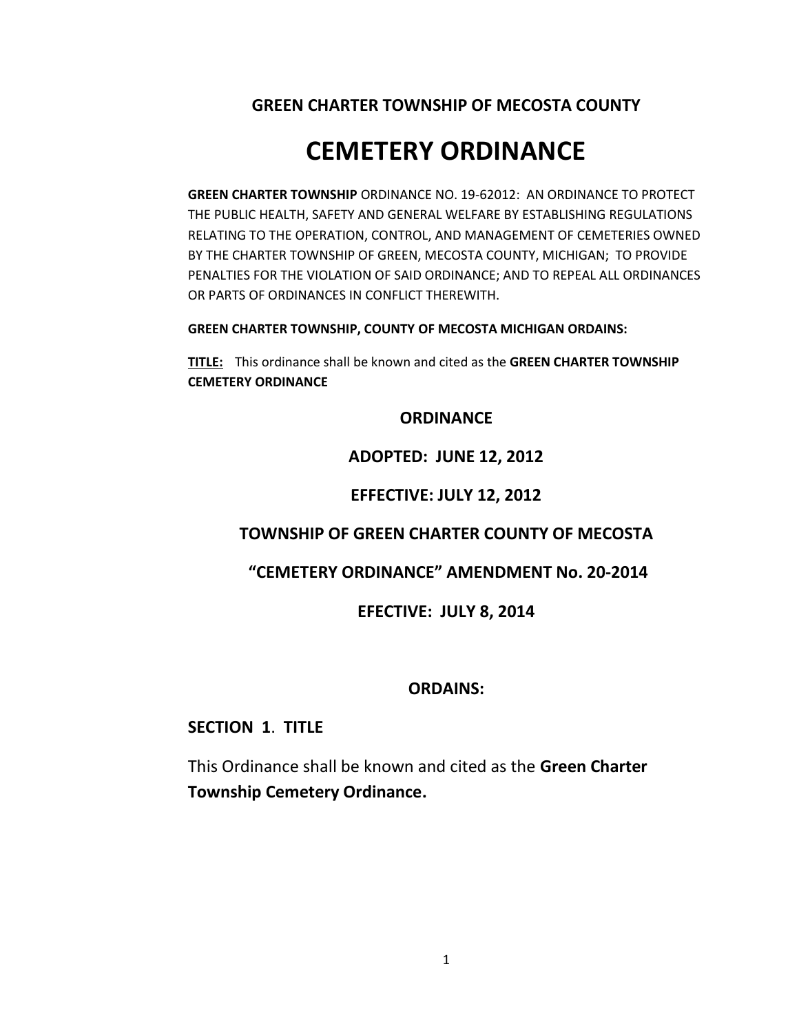**GREEN CHARTER TOWNSHIP OF MECOSTA COUNTY**

# CEMETERY ORDINANCE

**GREEN CHARTER TOWNSHIP** ORDINANCE NO. 19-62012: AN ORDINANCE TO PROTECT THE PUBLIC HEALTH, SAFETY AND GENERAL WELFARE BY ESTABLISHING REGULATIONS RELATING TO THE OPERATION, CONTROL, AND MANAGEMENT OF CEMETERIES OWNED BY THE CHARTER TOWNSHIP OF GREEN, MECOSTA COUNTY, MICHIGAN; TO PROVIDE PENALTIES FOR THE VIOLATION OF SAID ORDINANCE; AND TO REPEAL ALL ORDINANCES OR PARTS OF ORDINANCES IN CONFLICT THEREWITH.

**GREEN CHARTER TOWNSHIP, COUNTY OF MECOSTA MICHIGAN ORDAINS:**

**TITLE:** This ordinance shall be known and cited as the **GREEN CHARTER TOWNSHIP CEMETERY ORDINANCE**

**ORDINANCE**

**ADOPTED: JUNE 12, 2012**

**EFFECTIVE: JULY 12, 2012**

**TOWNSHIP OF GREEN CHARTER COUNTY OF MECOSTA**

**"CEMETERY ORDINANCE" AMENDMENT No. 20-2014**

**EFECTIVE: JULY 8, 2014**

**ORDAINS:**

## SECTION 1. TITLE

This Ordinance shall be known and cited as the **Green Charter Township Cemetery Ordinance.**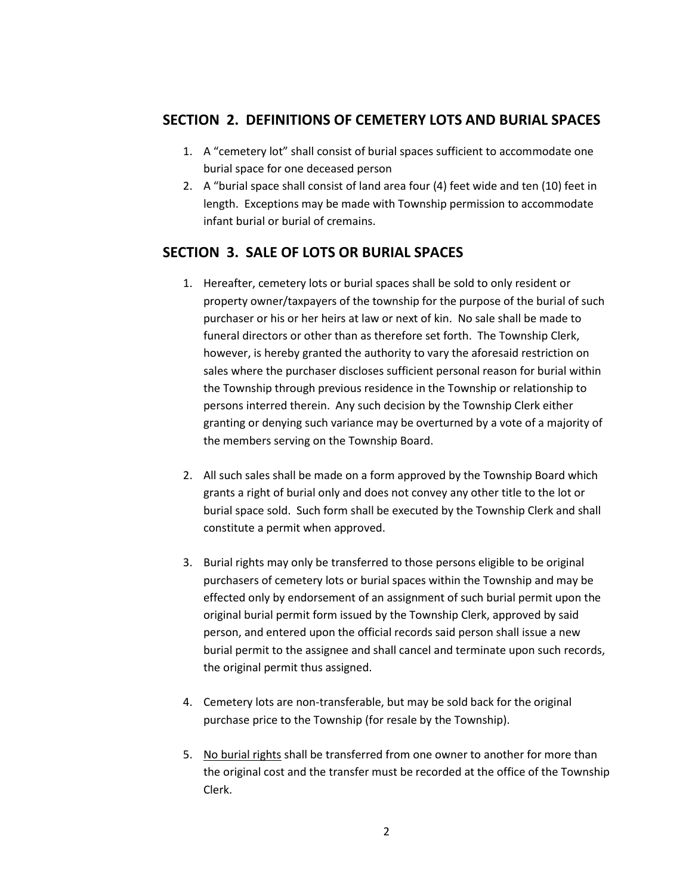## SECTION 2. DEFINITIONS OF CEMETERY LOTS AND BURIAL SPACES

1. A “cemetery lot” shall consist of burial spaces sufficient to accommodate one burial space for one deceased person
2. A “burial space shall consist of land area four (4) feet wide and ten (10) feet in length. Exceptions may be made with Township permission to accommodate infant burial or burial of cremains.

## SECTION 3. SALE OF LOTS OR BURIAL SPACES

1. Hereafter, cemetery lots or burial spaces shall be sold to only resident or property owner/taxpayers of the township for the purpose of the burial of such purchaser or his or her heirs at law or next of kin. No sale shall be made to funeral directors or other than as therefore set forth. The Township Clerk, however, is hereby granted the authority to vary the aforesaid restriction on sales where the purchaser discloses sufficient personal reason for burial within the Township through previous residence in the Township or relationship to persons interred therein. Any such decision by the Township Clerk either granting or denying such variance may be overturned by a vote of a majority of the members serving on the Township Board.

2. All such sales shall be made on a form approved by the Township Board which grants a right of burial only and does not convey any other title to the lot or burial space sold. Such form shall be executed by the Township Clerk and shall constitute a permit when approved.

3. Burial rights may only be transferred to those persons eligible to be original purchasers of cemetery lots or burial spaces within the Township and may be effected only by endorsement of an assignment of such burial permit upon the original burial permit form issued by the Township Clerk, approved by said person, and entered upon the official records said person shall issue a new burial permit to the assignee and shall cancel and terminate upon such records, the original permit thus assigned.

4. Cemetery lots are non-transferable, but may be sold back for the original purchase price to the Township (for resale by the Township).

5. <u>No burial rights</u> shall be transferred from one owner to another for more than the original cost and the transfer must be recorded at the office of the Township Clerk.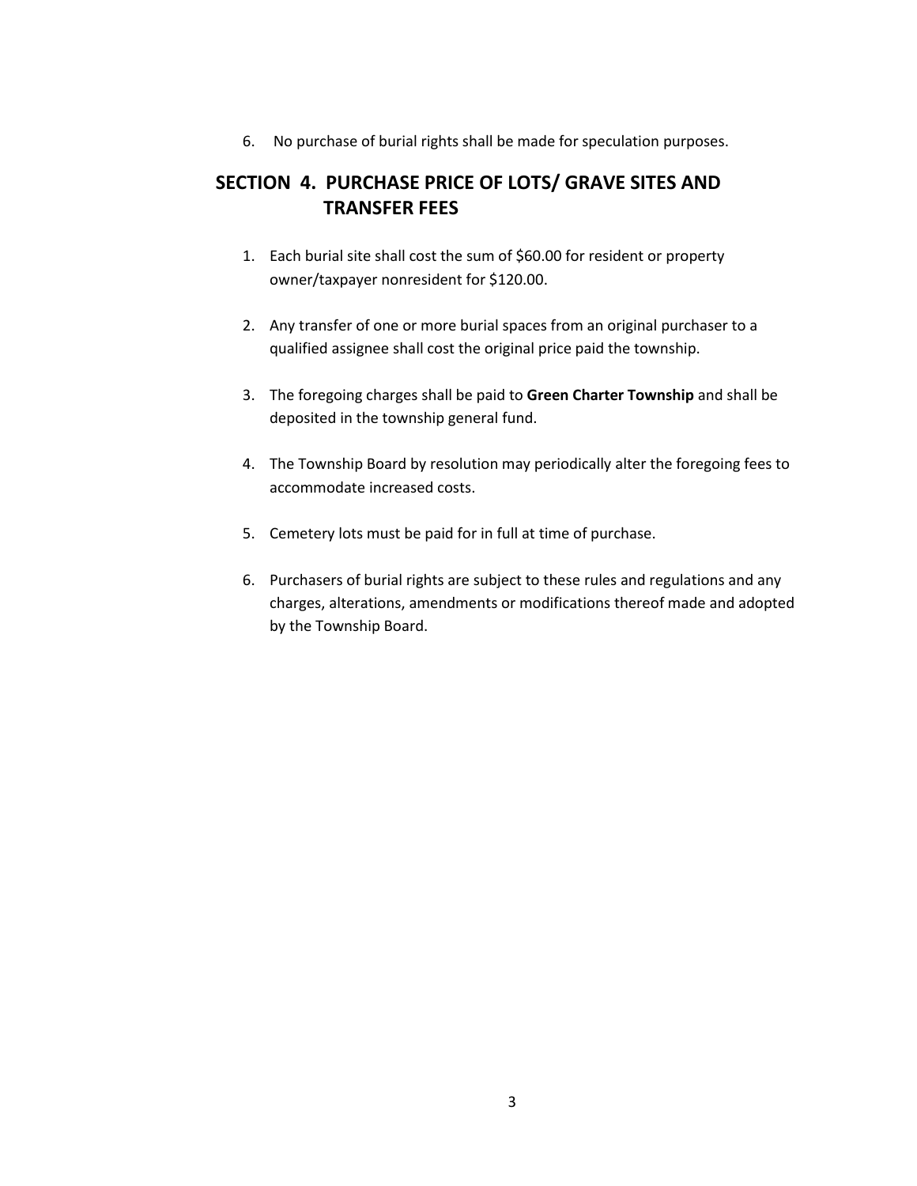6. No purchase of burial rights shall be made for speculation purposes.

## SECTION 4. PURCHASE PRICE OF LOTS/ GRAVE SITES AND TRANSFER FEES

1. Each burial site shall cost the sum of $60.00 for resident or property owner/taxpayer nonresident for $120.00.

2. Any transfer of one or more burial spaces from an original purchaser to a qualified assignee shall cost the original price paid the township.

3. The foregoing charges shall be paid to **Green Charter Township** and shall be deposited in the township general fund.

4. The Township Board by resolution may periodically alter the foregoing fees to accommodate increased costs.

5. Cemetery lots must be paid for in full at time of purchase.

6. Purchasers of burial rights are subject to these rules and regulations and any charges, alterations, amendments or modifications thereof made and adopted by the Township Board.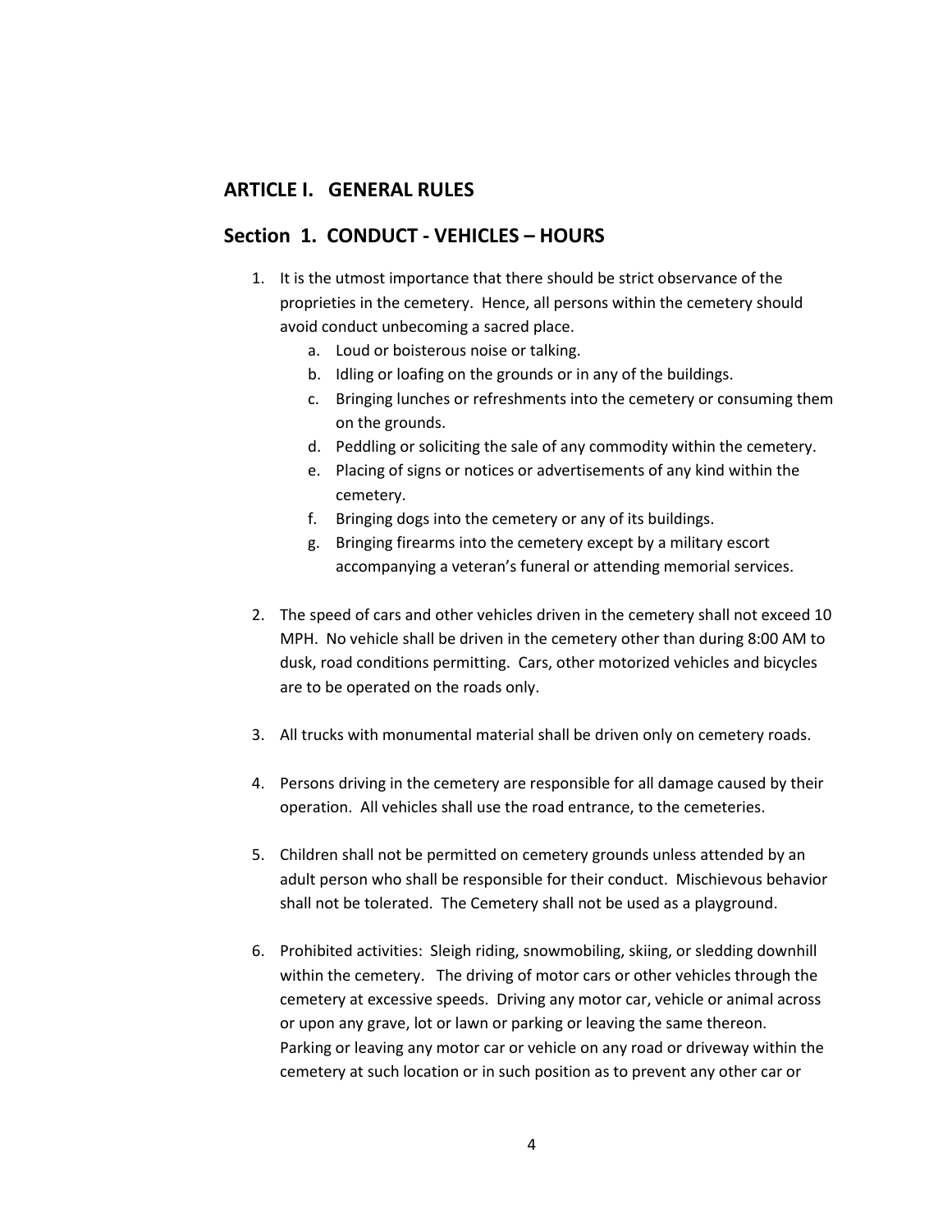## ARTICLE I. GENERAL RULES

### Section 1. CONDUCT - VEHICLES – HOURS

1. It is the utmost importance that there should be strict observance of the proprieties in the cemetery. Hence, all persons within the cemetery should avoid conduct unbecoming a sacred place.
   a. Loud or boisterous noise or talking.
   b. Idling or loafing on the grounds or in any of the buildings.
   c. Bringing lunches or refreshments into the cemetery or consuming them on the grounds.
   d. Peddling or soliciting the sale of any commodity within the cemetery.
   e. Placing of signs or notices or advertisements of any kind within the cemetery.
   f. Bringing dogs into the cemetery or any of its buildings.
   g. Bringing firearms into the cemetery except by a military escort accompanying a veteran's funeral or attending memorial services.

2. The speed of cars and other vehicles driven in the cemetery shall not exceed 10 MPH. No vehicle shall be driven in the cemetery other than during 8:00 AM to dusk, road conditions permitting. Cars, other motorized vehicles and bicycles are to be operated on the roads only.

3. All trucks with monumental material shall be driven only on cemetery roads.

4. Persons driving in the cemetery are responsible for all damage caused by their operation. All vehicles shall use the road entrance, to the cemeteries.

5. Children shall not be permitted on cemetery grounds unless attended by an adult person who shall be responsible for their conduct. Mischievous behavior shall not be tolerated. The Cemetery shall not be used as a playground.

6. Prohibited activities: Sleigh riding, snowmobiling, skiing, or sledding downhill within the cemetery. The driving of motor cars or other vehicles through the cemetery at excessive speeds. Driving any motor car, vehicle or animal across or upon any grave, lot or lawn or parking or leaving the same thereon. Parking or leaving any motor car or vehicle on any road or driveway within the cemetery at such location or in such position as to prevent any other car or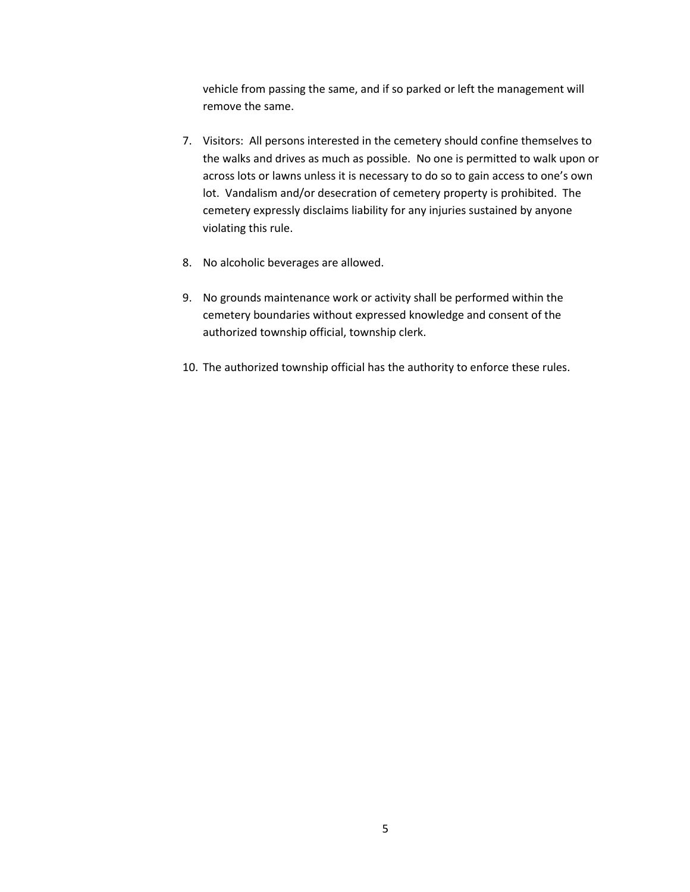vehicle from passing the same, and if so parked or left the management will remove the same.

7. Visitors: All persons interested in the cemetery should confine themselves to the walks and drives as much as possible. No one is permitted to walk upon or across lots or lawns unless it is necessary to do so to gain access to one's own lot. Vandalism and/or desecration of cemetery property is prohibited. The cemetery expressly disclaims liability for any injuries sustained by anyone violating this rule.

8. No alcoholic beverages are allowed.

9. No grounds maintenance work or activity shall be performed within the cemetery boundaries without expressed knowledge and consent of the authorized township official, township clerk.

10. The authorized township official has the authority to enforce these rules.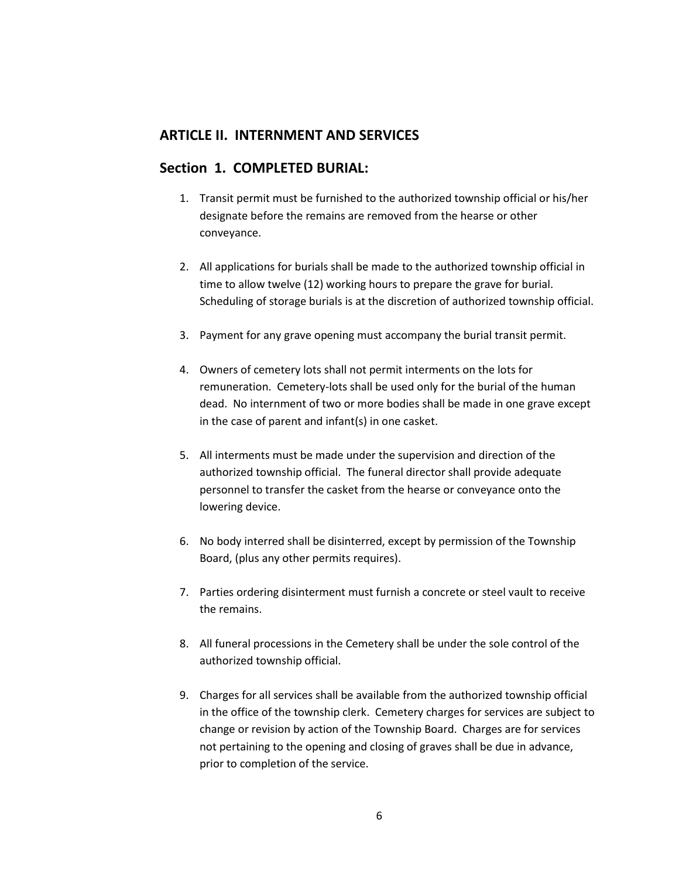## ARTICLE II. INTERNMENT AND SERVICES

## Section 1. COMPLETED BURIAL:

1. Transit permit must be furnished to the authorized township official or his/her designate before the remains are removed from the hearse or other conveyance.

2. All applications for burials shall be made to the authorized township official in time to allow twelve (12) working hours to prepare the grave for burial. Scheduling of storage burials is at the discretion of authorized township official.

3. Payment for any grave opening must accompany the burial transit permit.

4. Owners of cemetery lots shall not permit interments on the lots for remuneration. Cemetery-lots shall be used only for the burial of the human dead. No internment of two or more bodies shall be made in one grave except in the case of parent and infant(s) in one casket.

5. All interments must be made under the supervision and direction of the authorized township official. The funeral director shall provide adequate personnel to transfer the casket from the hearse or conveyance onto the lowering device.

6. No body interred shall be disinterred, except by permission of the Township Board, (plus any other permits requires).

7. Parties ordering disinterment must furnish a concrete or steel vault to receive the remains.

8. All funeral processions in the Cemetery shall be under the sole control of the authorized township official.

9. Charges for all services shall be available from the authorized township official in the office of the township clerk. Cemetery charges for services are subject to change or revision by action of the Township Board. Charges are for services not pertaining to the opening and closing of graves shall be due in advance, prior to completion of the service.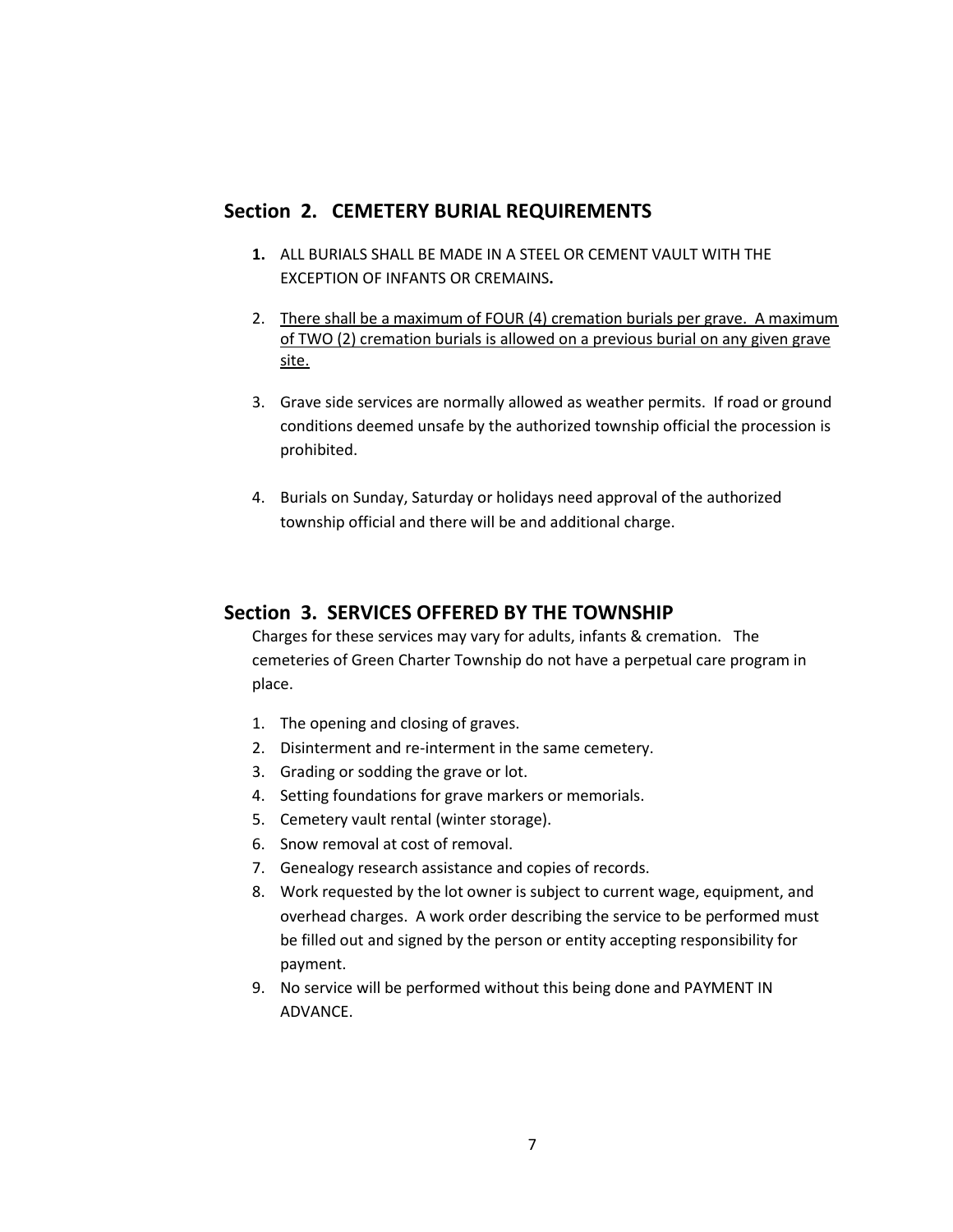## Section 2. CEMETERY BURIAL REQUIREMENTS

1. **ALL BURIALS SHALL BE MADE IN A STEEL OR CEMENT VAULT WITH THE EXCEPTION OF INFANTS OR CREMAINS.**

2. <u>There shall be a maximum of FOUR (4) cremation burials per grave. A maximum of TWO (2) cremation burials is allowed on a previous burial on any given grave site.</u>

3. Grave side services are normally allowed as weather permits. If road or ground conditions deemed unsafe by the authorized township official the procession is prohibited.

4. Burials on Sunday, Saturday or holidays need approval of the authorized township official and there will be and additional charge.

## Section 3. SERVICES OFFERED BY THE TOWNSHIP

Charges for these services may vary for adults, infants & cremation. The cemeteries of Green Charter Township do not have a perpetual care program in place.

1. The opening and closing of graves.
2. Disinterment and re-interment in the same cemetery.
3. Grading or sodding the grave or lot.
4. Setting foundations for grave markers or memorials.
5. Cemetery vault rental (winter storage).
6. Snow removal at cost of removal.
7. Genealogy research assistance and copies of records.
8. Work requested by the lot owner is subject to current wage, equipment, and overhead charges. A work order describing the service to be performed must be filled out and signed by the person or entity accepting responsibility for payment.
9. No service will be performed without this being done and PAYMENT IN ADVANCE.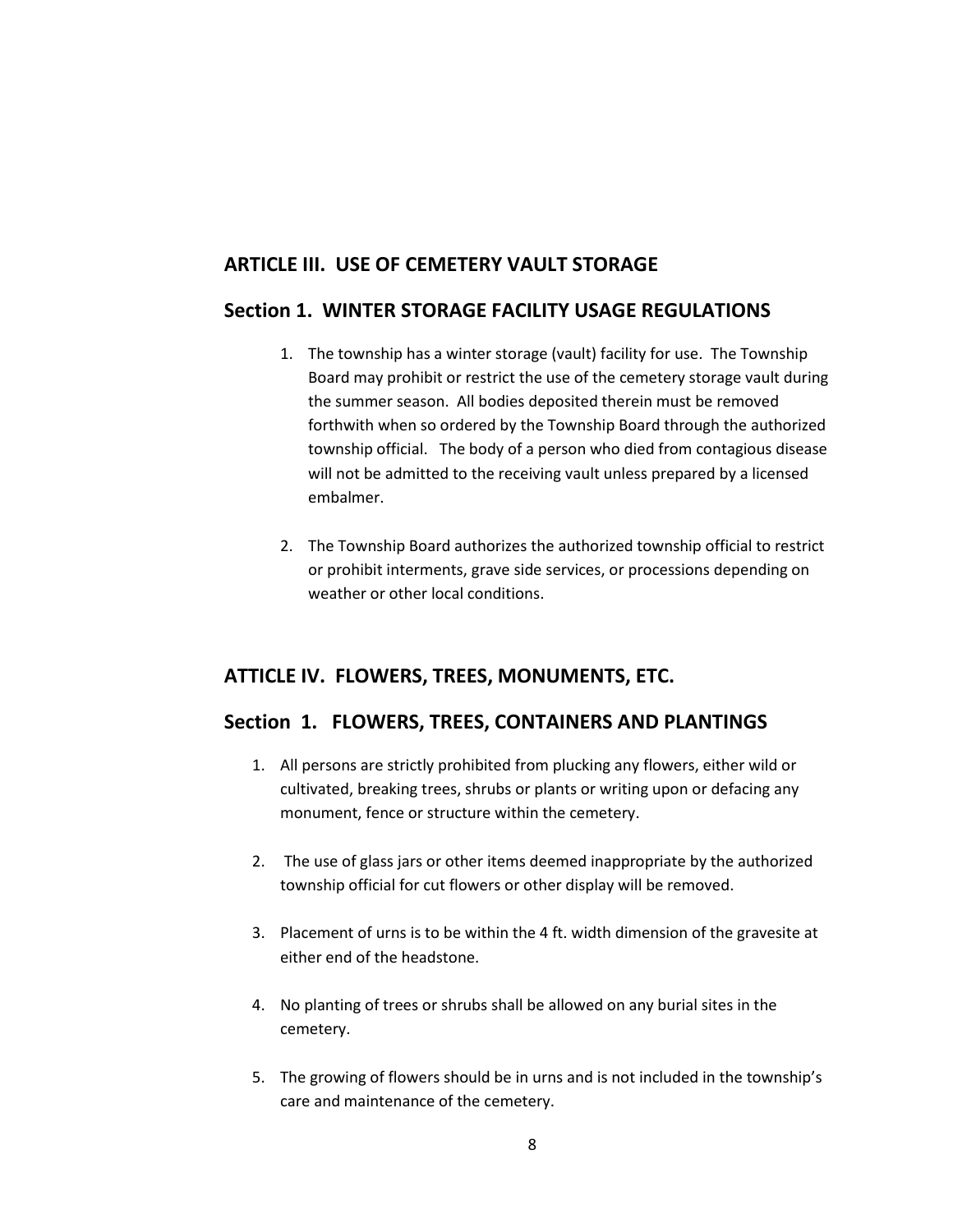## ARTICLE III. USE OF CEMETERY VAULT STORAGE

### Section 1. WINTER STORAGE FACILITY USAGE REGULATIONS

1. The township has a winter storage (vault) facility for use. The Township Board may prohibit or restrict the use of the cemetery storage vault during the summer season. All bodies deposited therein must be removed forthwith when so ordered by the Township Board through the authorized township official. The body of a person who died from contagious disease will not be admitted to the receiving vault unless prepared by a licensed embalmer.

2. The Township Board authorizes the authorized township official to restrict or prohibit interments, grave side services, or processions depending on weather or other local conditions.

## ATTICLE IV. FLOWERS, TREES, MONUMENTS, ETC.

### Section 1. FLOWERS, TREES, CONTAINERS AND PLANTINGS

1. All persons are strictly prohibited from plucking any flowers, either wild or cultivated, breaking trees, shrubs or plants or writing upon or defacing any monument, fence or structure within the cemetery.

2. The use of glass jars or other items deemed inappropriate by the authorized township official for cut flowers or other display will be removed.

3. Placement of urns is to be within the 4 ft. width dimension of the gravesite at either end of the headstone.

4. No planting of trees or shrubs shall be allowed on any burial sites in the cemetery.

5. The growing of flowers should be in urns and is not included in the township's care and maintenance of the cemetery.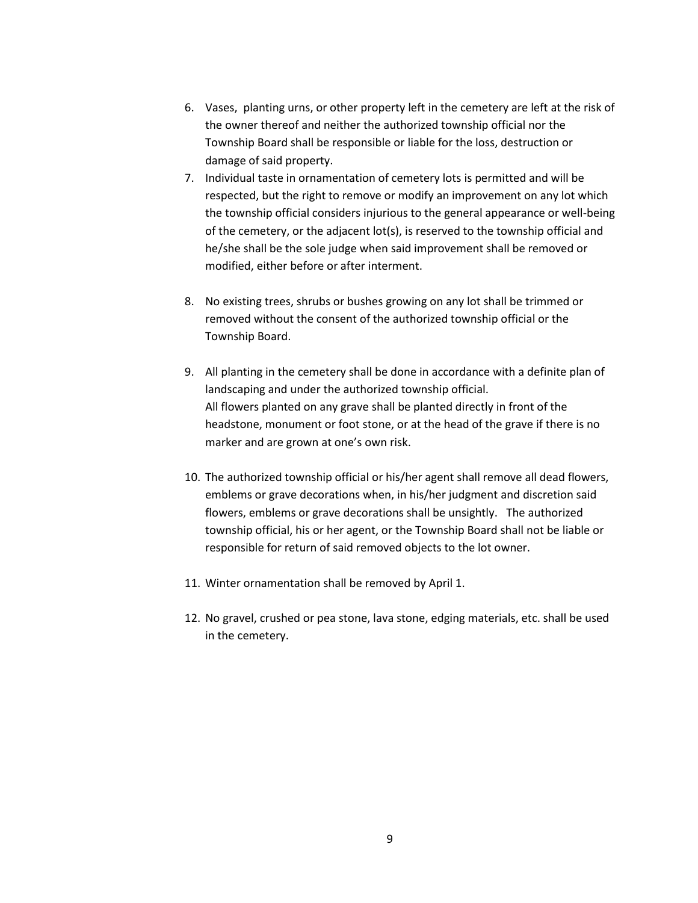6. Vases, planting urns, or other property left in the cemetery are left at the risk of the owner thereof and neither the authorized township official nor the Township Board shall be responsible or liable for the loss, destruction or damage of said property.
7. Individual taste in ornamentation of cemetery lots is permitted and will be respected, but the right to remove or modify an improvement on any lot which the township official considers injurious to the general appearance or well-being of the cemetery, or the adjacent lot(s), is reserved to the township official and he/she shall be the sole judge when said improvement shall be removed or modified, either before or after interment.

8. No existing trees, shrubs or bushes growing on any lot shall be trimmed or removed without the consent of the authorized township official or the Township Board.

9. All planting in the cemetery shall be done in accordance with a definite plan of landscaping and under the authorized township official.
   All flowers planted on any grave shall be planted directly in front of the headstone, monument or foot stone, or at the head of the grave if there is no marker and are grown at one's own risk.

10. The authorized township official or his/her agent shall remove all dead flowers, emblems or grave decorations when, in his/her judgment and discretion said flowers, emblems or grave decorations shall be unsightly. The authorized township official, his or her agent, or the Township Board shall not be liable or responsible for return of said removed objects to the lot owner.

11. Winter ornamentation shall be removed by April 1.

12. No gravel, crushed or pea stone, lava stone, edging materials, etc. shall be used in the cemetery.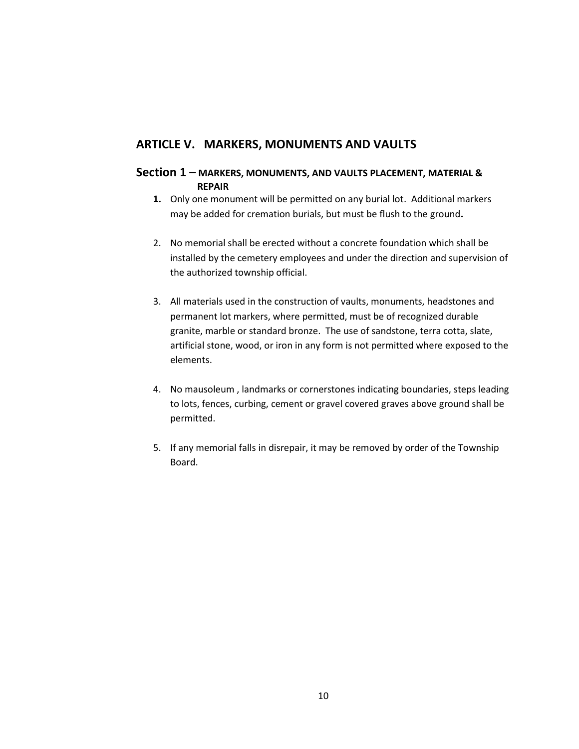## ARTICLE V. MARKERS, MONUMENTS AND VAULTS

### Section 1 – MARKERS, MONUMENTS, AND VAULTS PLACEMENT, MATERIAL & REPAIR

1. Only one monument will be permitted on any burial lot. Additional markers may be added for cremation burials, but must be flush to the ground.

2. No memorial shall be erected without a concrete foundation which shall be installed by the cemetery employees and under the direction and supervision of the authorized township official.

3. All materials used in the construction of vaults, monuments, headstones and permanent lot markers, where permitted, must be of recognized durable granite, marble or standard bronze. The use of sandstone, terra cotta, slate, artificial stone, wood, or iron in any form is not permitted where exposed to the elements.

4. No mausoleum , landmarks or cornerstones indicating boundaries, steps leading to lots, fences, curbing, cement or gravel covered graves above ground shall be permitted.

5. If any memorial falls in disrepair, it may be removed by order of the Township Board.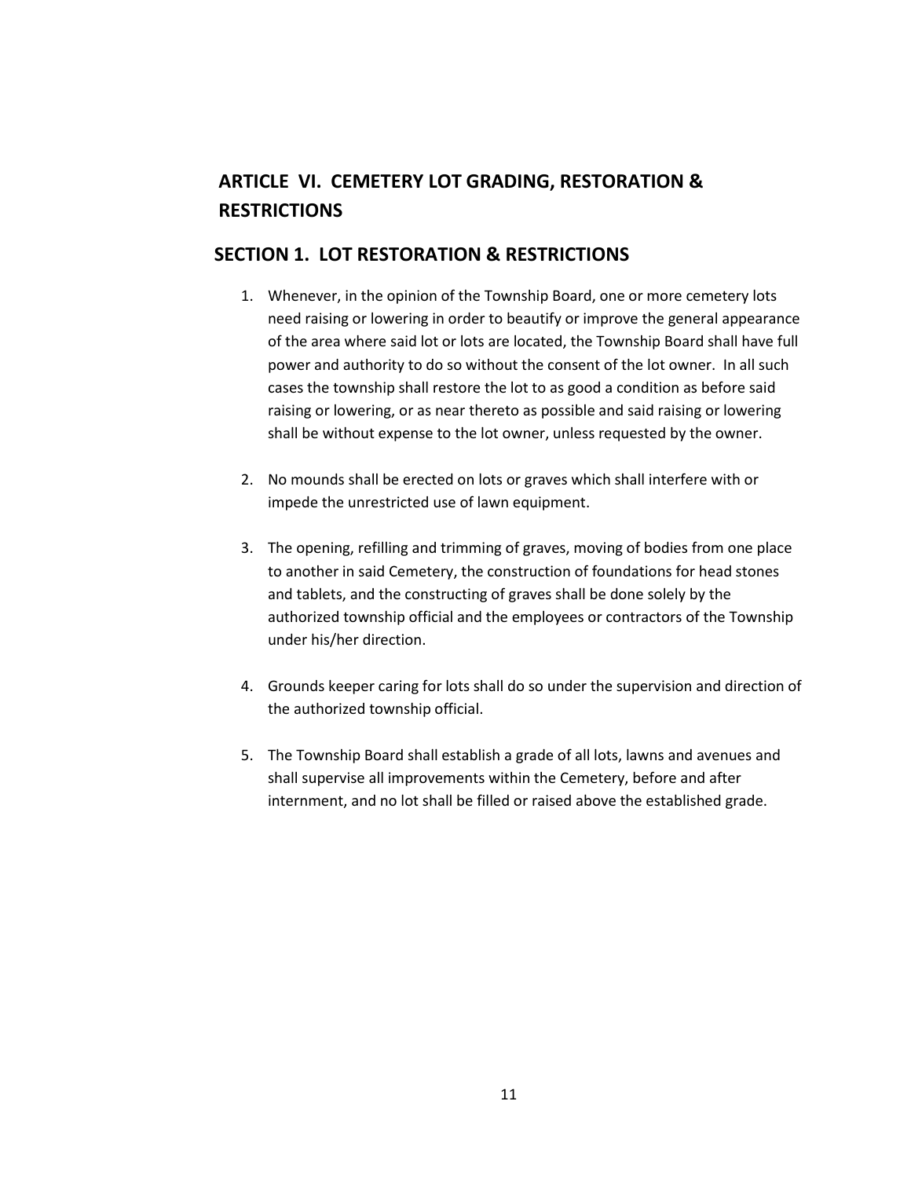## ARTICLE VI. CEMETERY LOT GRADING, RESTORATION & RESTRICTIONS

### SECTION 1. LOT RESTORATION & RESTRICTIONS

1. Whenever, in the opinion of the Township Board, one or more cemetery lots need raising or lowering in order to beautify or improve the general appearance of the area where said lot or lots are located, the Township Board shall have full power and authority to do so without the consent of the lot owner. In all such cases the township shall restore the lot to as good a condition as before said raising or lowering, or as near thereto as possible and said raising or lowering shall be without expense to the lot owner, unless requested by the owner.

2. No mounds shall be erected on lots or graves which shall interfere with or impede the unrestricted use of lawn equipment.

3. The opening, refilling and trimming of graves, moving of bodies from one place to another in said Cemetery, the construction of foundations for head stones and tablets, and the constructing of graves shall be done solely by the authorized township official and the employees or contractors of the Township under his/her direction.

4. Grounds keeper caring for lots shall do so under the supervision and direction of the authorized township official.

5. The Township Board shall establish a grade of all lots, lawns and avenues and shall supervise all improvements within the Cemetery, before and after internment, and no lot shall be filled or raised above the established grade.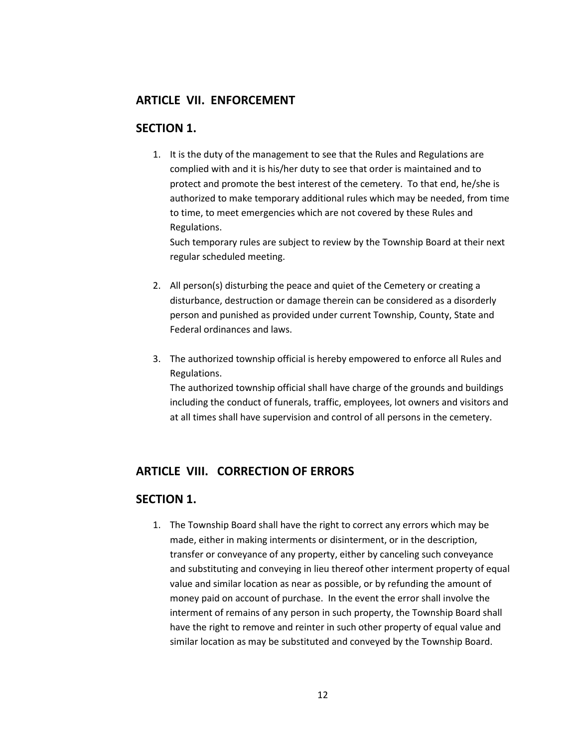## ARTICLE VII. ENFORCEMENT

### SECTION 1.

1. It is the duty of the management to see that the Rules and Regulations are complied with and it is his/her duty to see that order is maintained and to protect and promote the best interest of the cemetery. To that end, he/she is authorized to make temporary additional rules which may be needed, from time to time, to meet emergencies which are not covered by these Rules and Regulations.
   Such temporary rules are subject to review by the Township Board at their next regular scheduled meeting.

2. All person(s) disturbing the peace and quiet of the Cemetery or creating a disturbance, destruction or damage therein can be considered as a disorderly person and punished as provided under current Township, County, State and Federal ordinances and laws.

3. The authorized township official is hereby empowered to enforce all Rules and Regulations.
   The authorized township official shall have charge of the grounds and buildings including the conduct of funerals, traffic, employees, lot owners and visitors and at all times shall have supervision and control of all persons in the cemetery.

## ARTICLE VIII. CORRECTION OF ERRORS

### SECTION 1.

1. The Township Board shall have the right to correct any errors which may be made, either in making interments or disinterment, or in the description, transfer or conveyance of any property, either by canceling such conveyance and substituting and conveying in lieu thereof other interment property of equal value and similar location as near as possible, or by refunding the amount of money paid on account of purchase. In the event the error shall involve the interment of remains of any person in such property, the Township Board shall have the right to remove and reinter in such other property of equal value and similar location as may be substituted and conveyed by the Township Board.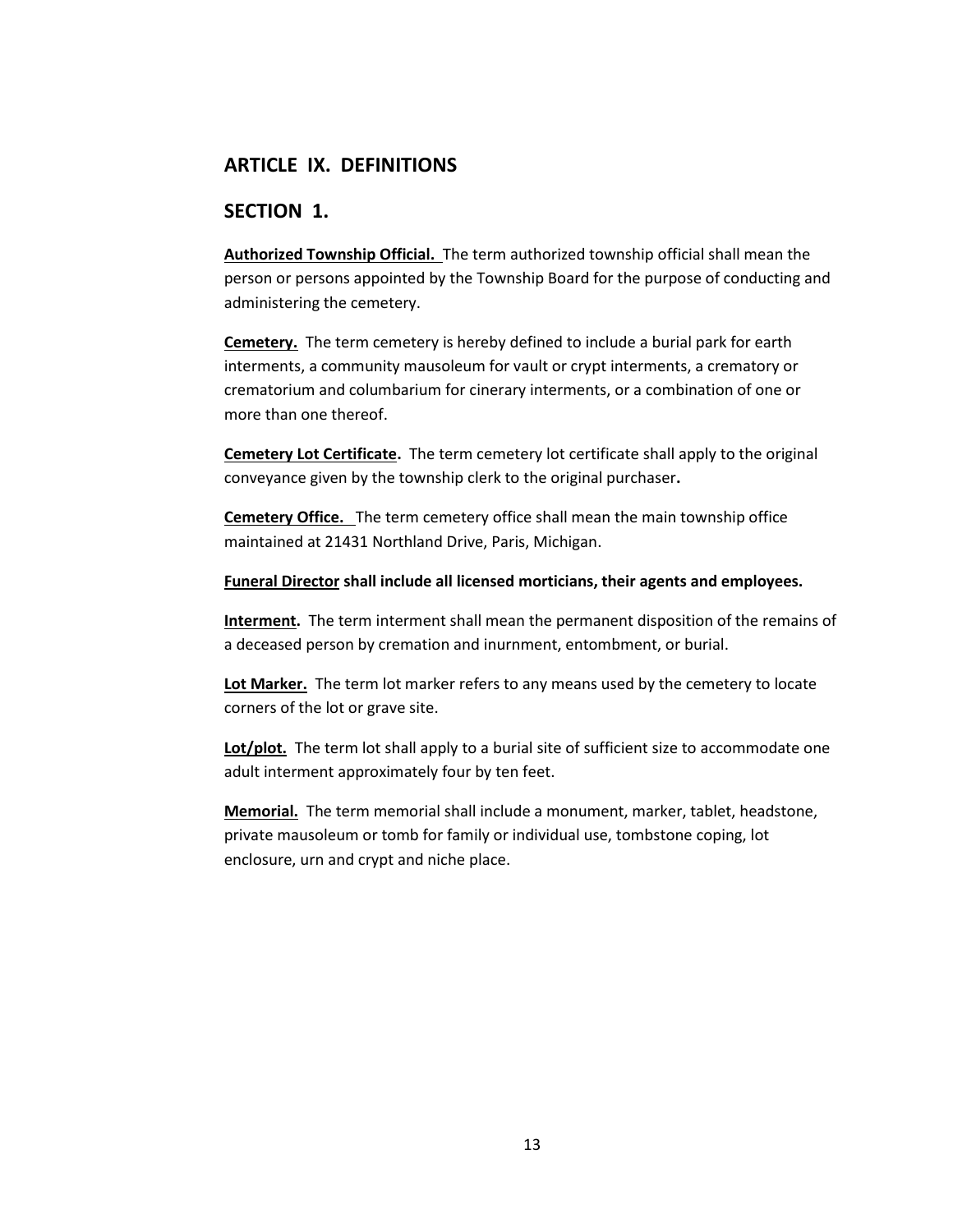## ARTICLE IX. DEFINITIONS

## SECTION 1.

**Authorized Township Official.** The term authorized township official shall mean the person or persons appointed by the Township Board for the purpose of conducting and administering the cemetery.

**Cemetery.** The term cemetery is hereby defined to include a burial park for earth interments, a community mausoleum for vault or crypt interments, a crematory or crematorium and columbarium for cinerary interments, or a combination of one or more than one thereof.

**Cemetery Lot Certificate.** The term cemetery lot certificate shall apply to the original conveyance given by the township clerk to the original purchaser**.**

**Cemetery Office.** The term cemetery office shall mean the main township office maintained at 21431 Northland Drive, Paris, Michigan.

**Funeral Director shall include all licensed morticians, their agents and employees.**

**Interment.** The term interment shall mean the permanent disposition of the remains of a deceased person by cremation and inurnment, entombment, or burial.

**Lot Marker.** The term lot marker refers to any means used by the cemetery to locate corners of the lot or grave site.

**Lot/plot.** The term lot shall apply to a burial site of sufficient size to accommodate one adult interment approximately four by ten feet.

**Memorial.** The term memorial shall include a monument, marker, tablet, headstone, private mausoleum or tomb for family or individual use, tombstone coping, lot enclosure, urn and crypt and niche place.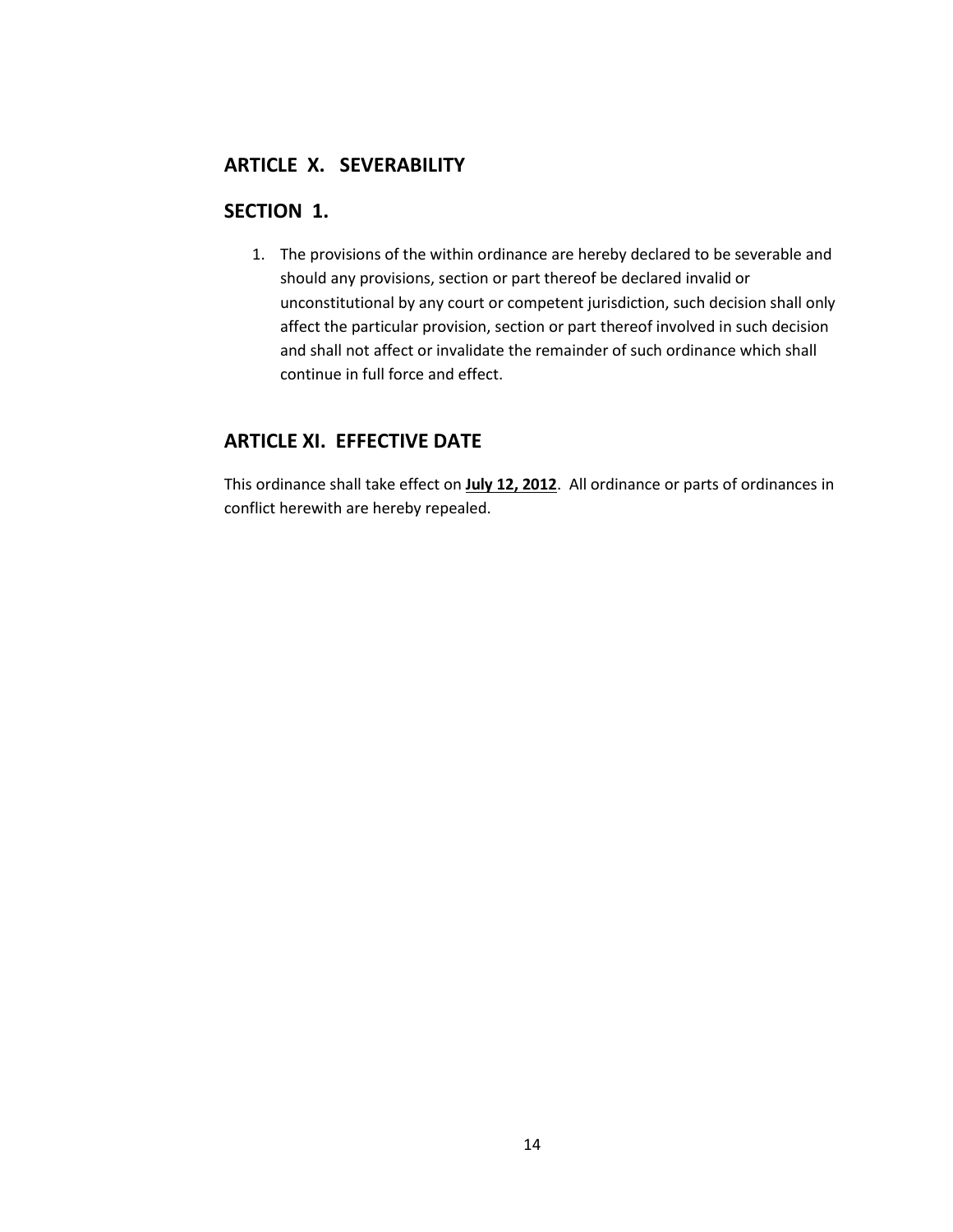## ARTICLE X. SEVERABILITY

## SECTION 1.

1. The provisions of the within ordinance are hereby declared to be severable and should any provisions, section or part thereof be declared invalid or unconstitutional by any court or competent jurisdiction, such decision shall only affect the particular provision, section or part thereof involved in such decision and shall not affect or invalidate the remainder of such ordinance which shall continue in full force and effect.

## ARTICLE XI. EFFECTIVE DATE

This ordinance shall take effect on **July 12, 2012**. All ordinance or parts of ordinances in conflict herewith are hereby repealed.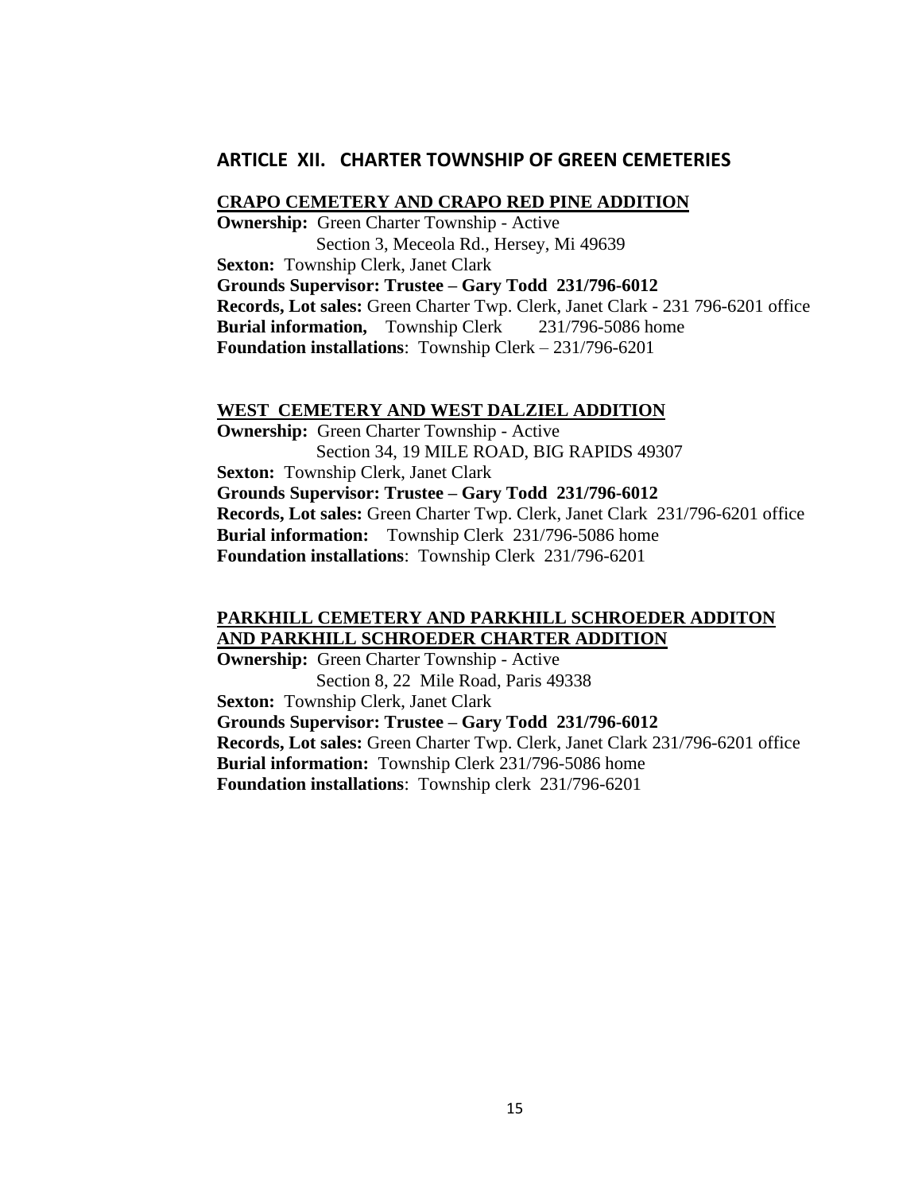## ARTICLE XII. CHARTER TOWNSHIP OF GREEN CEMETERIES

**CRAPO CEMETERY AND CRAPO RED PINE ADDITION**

**Ownership:** Green Charter Township - Active
Section 3, Meceola Rd., Hersey, Mi 49639
**Sexton:** Township Clerk, Janet Clark
**Grounds Supervisor: Trustee – Gary Todd 231/796-6012**
**Records, Lot sales:** Green Charter Twp. Clerk, Janet Clark - 231 796-6201 office
**Burial information,** Township Clerk 231/796-5086 home
**Foundation installations**: Township Clerk – 231/796-6201

**WEST CEMETERY AND WEST DALZIEL ADDITION**

**Ownership:** Green Charter Township - Active
Section 34, 19 MILE ROAD, BIG RAPIDS 49307
**Sexton:** Township Clerk, Janet Clark
**Grounds Supervisor: Trustee – Gary Todd 231/796-6012**
**Records, Lot sales:** Green Charter Twp. Clerk, Janet Clark 231/796-6201 office
**Burial information:** Township Clerk 231/796-5086 home
**Foundation installations**: Township Clerk 231/796-6201

**PARKHILL CEMETERY AND PARKHILL SCHROEDER ADDITON AND PARKHILL SCHROEDER CHARTER ADDITION**

**Ownership:** Green Charter Township - Active
Section 8, 22 Mile Road, Paris 49338
**Sexton:** Township Clerk, Janet Clark
**Grounds Supervisor: Trustee – Gary Todd 231/796-6012**
**Records, Lot sales:** Green Charter Twp. Clerk, Janet Clark 231/796-6201 office
**Burial information:** Township Clerk 231/796-5086 home
**Foundation installations**: Township clerk 231/796-6201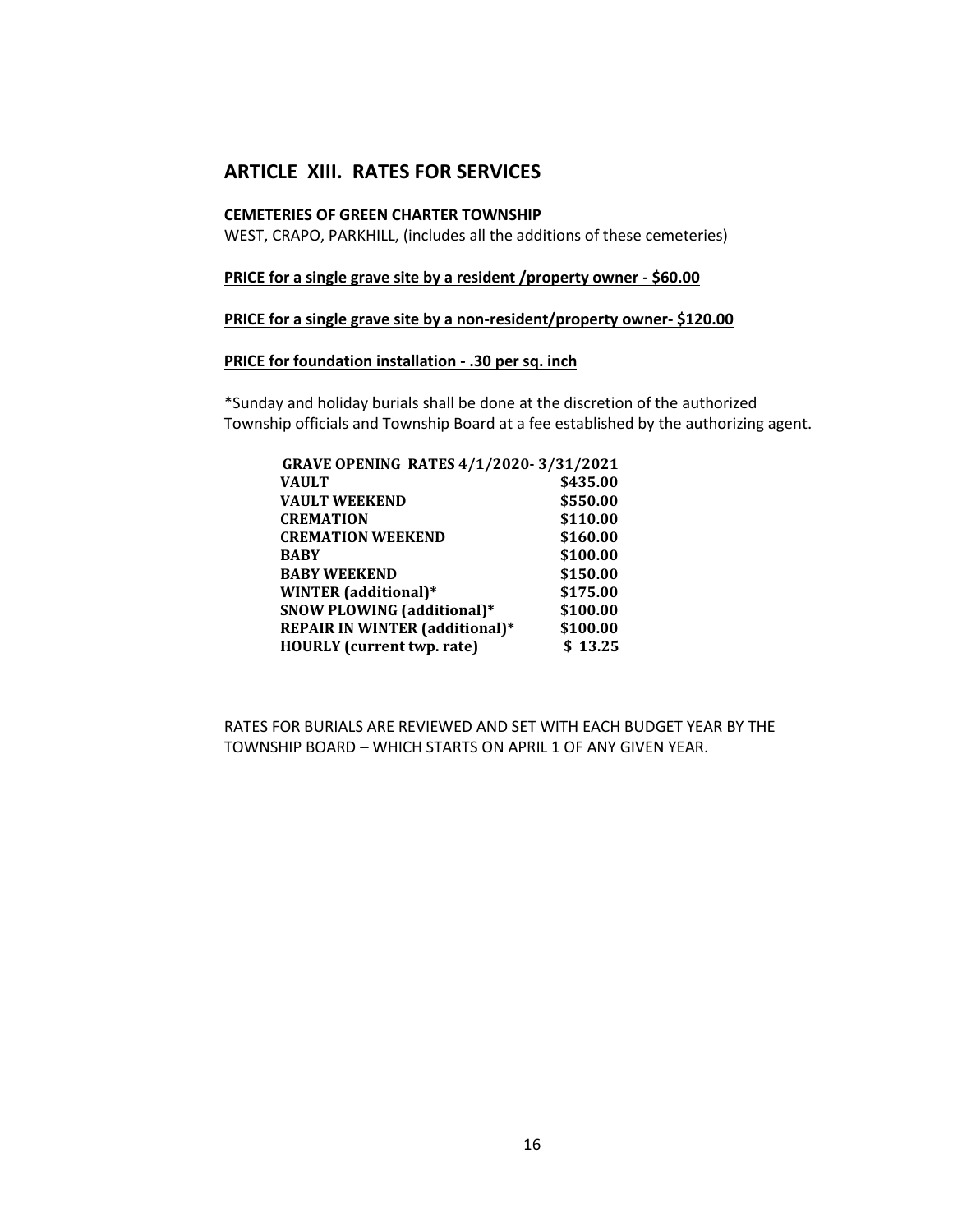## ARTICLE XIII. RATES FOR SERVICES

**CEMETERIES OF GREEN CHARTER TOWNSHIP**

WEST, CRAPO, PARKHILL, (includes all the additions of these cemeteries)

**PRICE for a single grave site by a resident /property owner - $60.00**

**PRICE for a single grave site by a non-resident/property owner- $120.00**

**PRICE for foundation installation - .30 per sq. inch**

*Sunday and holiday burials shall be done at the discretion of the authorized Township officials and Township Board at a fee established by the authorizing agent.

| GRAVE OPENING RATES 4/1/2020- 3/31/2021 | |
|---|---|
| VAULT | $435.00 |
| VAULT WEEKEND | $550.00 |
| CREMATION | $110.00 |
| CREMATION WEEKEND | $160.00 |
| BABY | $100.00 |
| BABY WEEKEND | $150.00 |
| WINTER (additional)* | $175.00 |
| SNOW PLOWING (additional)* | $100.00 |
| REPAIR IN WINTER (additional)* | $100.00 |
| HOURLY (current twp. rate) | $ 13.25 |

RATES FOR BURIALS ARE REVIEWED AND SET WITH EACH BUDGET YEAR BY THE TOWNSHIP BOARD – WHICH STARTS ON APRIL 1 OF ANY GIVEN YEAR.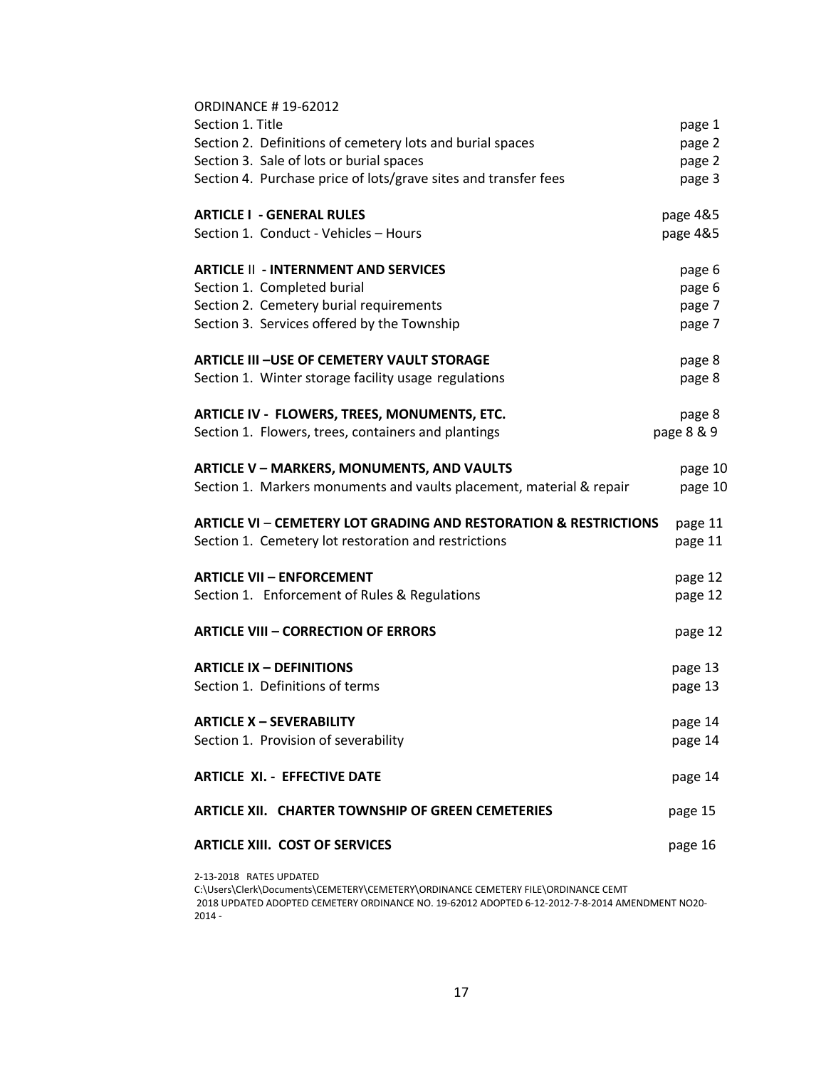ORDINANCE # 19-62012

| | |
|---|---|
| Section 1. Title | page 1 |
| Section 2. Definitions of cemetery lots and burial spaces | page 2 |
| Section 3. Sale of lots or burial spaces | page 2 |
| Section 4. Purchase price of lots/grave sites and transfer fees | page 3 |
| **ARTICLE I - GENERAL RULES** | page 4&5 |
| Section 1. Conduct - Vehicles – Hours | page 4&5 |
| **ARTICLE II - INTERNMENT AND SERVICES** | page 6 |
| Section 1. Completed burial | page 6 |
| Section 2. Cemetery burial requirements | page 7 |
| Section 3. Services offered by the Township | page 7 |
| **ARTICLE III –USE OF CEMETERY VAULT STORAGE** | page 8 |
| Section 1. Winter storage facility usage regulations | page 8 |
| **ARTICLE IV - FLOWERS, TREES, MONUMENTS, ETC.** | page 8 |
| Section 1. Flowers, trees, containers and plantings | page 8 & 9 |
| **ARTICLE V – MARKERS, MONUMENTS, AND VAULTS** | page 10 |
| Section 1. Markers monuments and vaults placement, material & repair | page 10 |
| **ARTICLE VI – CEMETERY LOT GRADING AND RESTORATION & RESTRICTIONS** | page 11 |
| Section 1. Cemetery lot restoration and restrictions | page 11 |
| **ARTICLE VII – ENFORCEMENT** | page 12 |
| Section 1. Enforcement of Rules & Regulations | page 12 |
| **ARTICLE VIII – CORRECTION OF ERRORS** | page 12 |
| **ARTICLE IX – DEFINITIONS** | page 13 |
| Section 1. Definitions of terms | page 13 |
| **ARTICLE X – SEVERABILITY** | page 14 |
| Section 1. Provision of severability | page 14 |
| **ARTICLE XI. - EFFECTIVE DATE** | page 14 |
| **ARTICLE XII. CHARTER TOWNSHIP OF GREEN CEMETERIES** | page 15 |
| **ARTICLE XIII. COST OF SERVICES** | page 16 |

2-13-2018 RATES UPDATED
C:\Users\Clerk\Documents\CEMETERY\CEMETERY\ORDINANCE CEMETERY FILE\ORDINANCE CEMT
2018 UPDATED ADOPTED CEMETERY ORDINANCE NO. 19-62012 ADOPTED 6-12-2012-7-8-2014 AMENDMENT NO20-2014 -